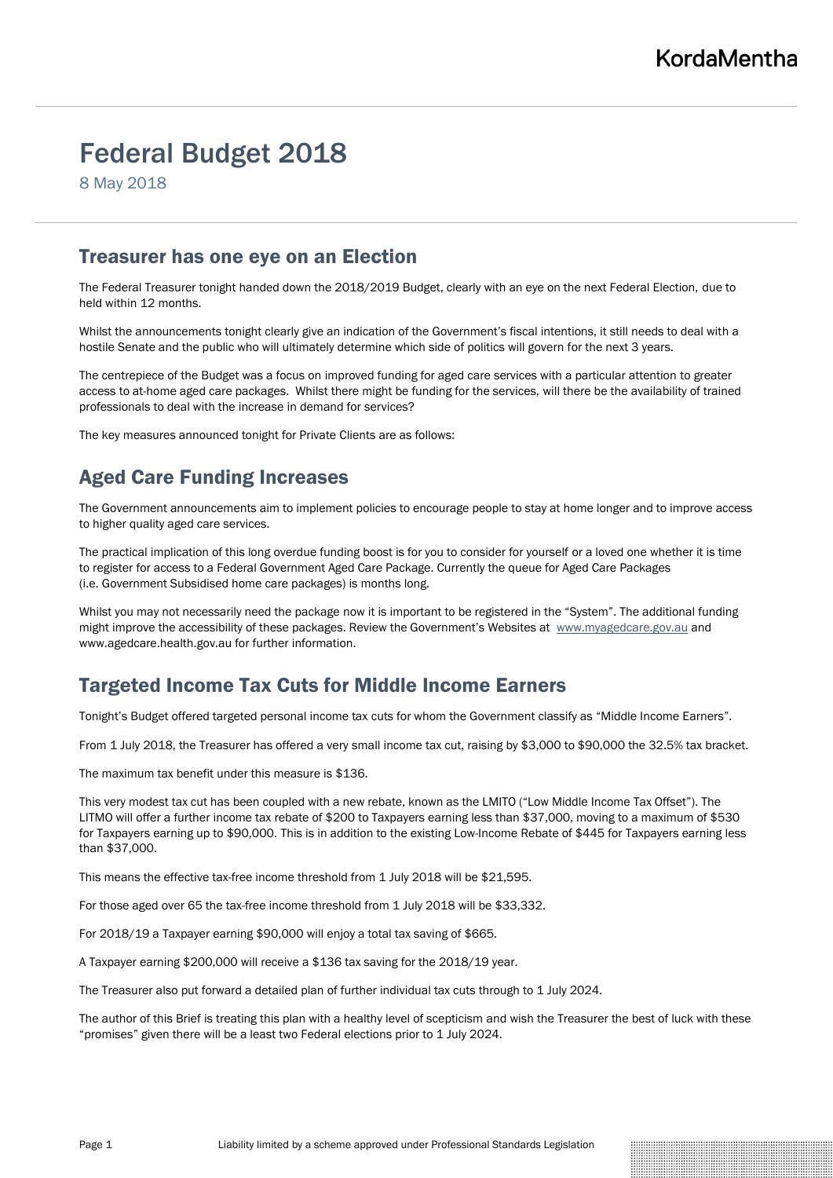KordaMentha

# Federal Budget 2018

8 May 2018

## Treasurer has one eye on an Election

The Federal Treasurer tonight handed down the 2018/2019 Budget, clearly with an eye on the next Federal Election, due to held within 12 months.

Whilst the announcements tonight clearly give an indication of the Government's fiscal intentions, it still needs to deal with a hostile Senate and the public who will ultimately determine which side of politics will govern for the next 3 years.

The centrepiece of the Budget was a focus on improved funding for aged care services with a particular attention to greater access to at-home aged care packages. Whilst there might be funding for the services, will there be the availability of trained professionals to deal with the increase in demand for services?

The key measures announced tonight for Private Clients are as follows:

## Aged Care Funding Increases

The Government announcements aim to implement policies to encourage people to stay at home longer and to improve access to higher quality aged care services.

The practical implication of this long overdue funding boost is for you to consider for yourself or a loved one whether it is time to register for access to a Federal Government Aged Care Package. Currently the queue for Aged Care Packages (i.e. Government Subsidised home care packages) is months long.

Whilst you may not necessarily need the package now it is important to be registered in the "System". The additional funding might improve the accessibility of these packages. Review the Government's Websites at www.myagedcare.gov.au and www.agedcare.health.gov.au for further information.

## Targeted Income Tax Cuts for Middle Income Earners

Tonight's Budget offered targeted personal income tax cuts for whom the Government classify as "Middle Income Earners".

From 1 July 2018, the Treasurer has offered a very small income tax cut, raising by $3,000 to $90,000 the 32.5% tax bracket.

The maximum tax benefit under this measure is $136.

This very modest tax cut has been coupled with a new rebate, known as the LMITO ("Low Middle Income Tax Offset"). The LITMO will offer a further income tax rebate of $200 to Taxpayers earning less than $37,000, moving to a maximum of $530 for Taxpayers earning up to $90,000. This is in addition to the existing Low-Income Rebate of $445 for Taxpayers earning less than $37,000.

This means the effective tax-free income threshold from 1 July 2018 will be $21,595.

For those aged over 65 the tax-free income threshold from 1 July 2018 will be $33,332.

For 2018/19 a Taxpayer earning $90,000 will enjoy a total tax saving of $665.

A Taxpayer earning $200,000 will receive a $136 tax saving for the 2018/19 year.

The Treasurer also put forward a detailed plan of further individual tax cuts through to 1 July 2024.

The author of this Brief is treating this plan with a healthy level of scepticism and wish the Treasurer the best of luck with these "promises" given there will be a least two Federal elections prior to 1 July 2024.

Liability limited by a scheme approved under Professional Standards Legislation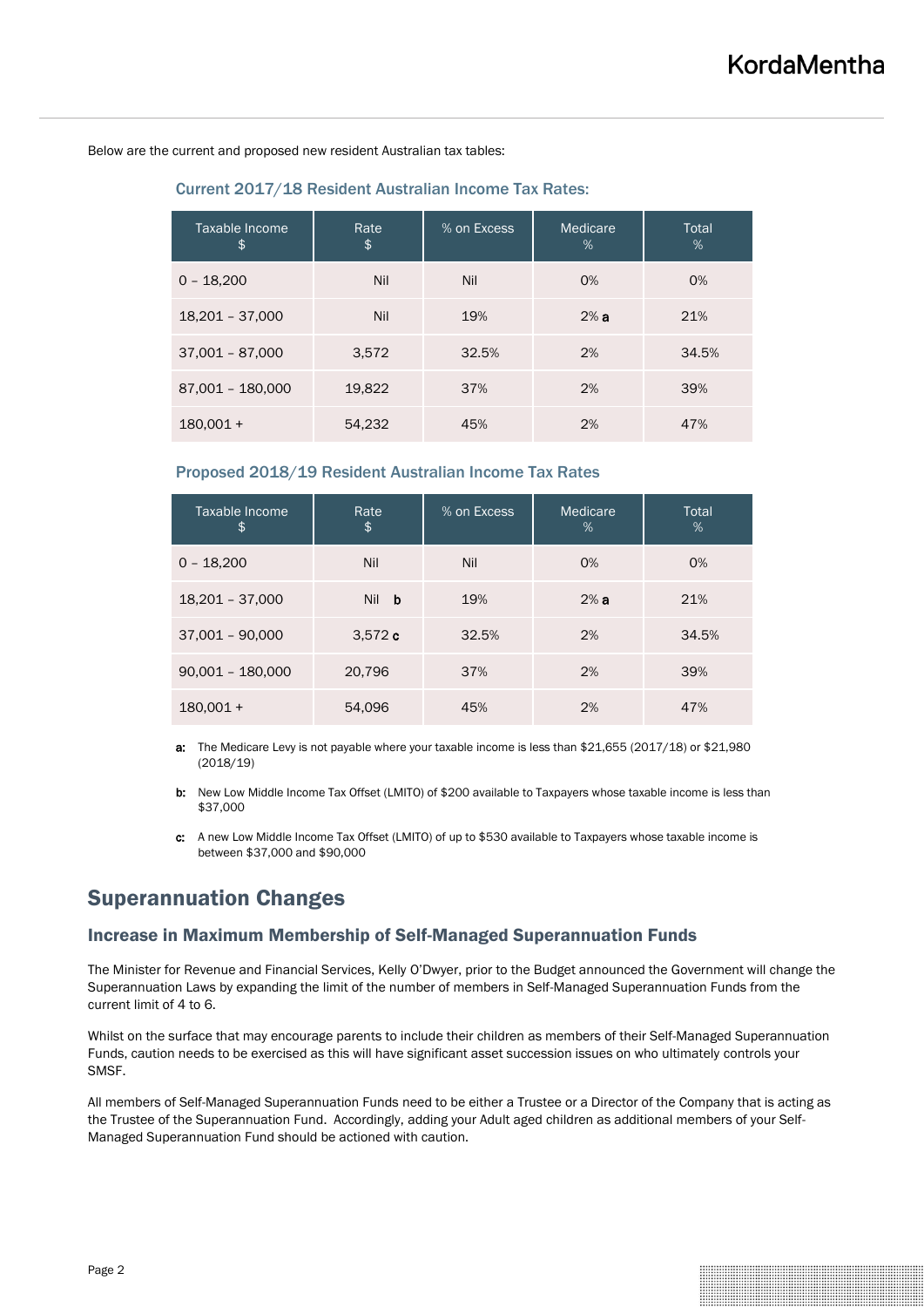Below are the current and proposed new resident Australian tax tables:

### Current 2017/18 Resident Australian Income Tax Rates:

| Taxable Income $ | Rate $ | % on Excess | Medicare % | Total % |
|---|---|---|---|---|
| 0 – 18,200 | Nil | Nil | 0% | 0% |
| 18,201 – 37,000 | Nil | 19% | 2% **a** | 21% |
| 37,001 – 87,000 | 3,572 | 32.5% | 2% | 34.5% |
| 87,001 – 180,000 | 19,822 | 37% | 2% | 39% |
| 180,001 + | 54,232 | 45% | 2% | 47% |

### Proposed 2018/19 Resident Australian Income Tax Rates

| Taxable Income $ | Rate $ | % on Excess | Medicare % | Total % |
|---|---|---|---|---|
| 0 – 18,200 | Nil | Nil | 0% | 0% |
| 18,201 – 37,000 | Nil **b** | 19% | 2% **a** | 21% |
| 37,001 – 90,000 | 3,572 **c** | 32.5% | 2% | 34.5% |
| 90,001 – 180,000 | 20,796 | 37% | 2% | 39% |
| 180,001 + | 54,096 | 45% | 2% | 47% |

**a:** The Medicare Levy is not payable where your taxable income is less than $21,655 (2017/18) or $21,980 (2018/19)

**b:** New Low Middle Income Tax Offset (LMITO) of $200 available to Taxpayers whose taxable income is less than $37,000

**c:** A new Low Middle Income Tax Offset (LMITO) of up to $530 available to Taxpayers whose taxable income is between $37,000 and $90,000

## Superannuation Changes

### Increase in Maximum Membership of Self-Managed Superannuation Funds

The Minister for Revenue and Financial Services, Kelly O'Dwyer, prior to the Budget announced the Government will change the Superannuation Laws by expanding the limit of the number of members in Self-Managed Superannuation Funds from the current limit of 4 to 6.

Whilst on the surface that may encourage parents to include their children as members of their Self-Managed Superannuation Funds, caution needs to be exercised as this will have significant asset succession issues on who ultimately controls your SMSF.

All members of Self-Managed Superannuation Funds need to be either a Trustee or a Director of the Company that is acting as the Trustee of the Superannuation Fund. Accordingly, adding your Adult aged children as additional members of your Self-Managed Superannuation Fund should be actioned with caution.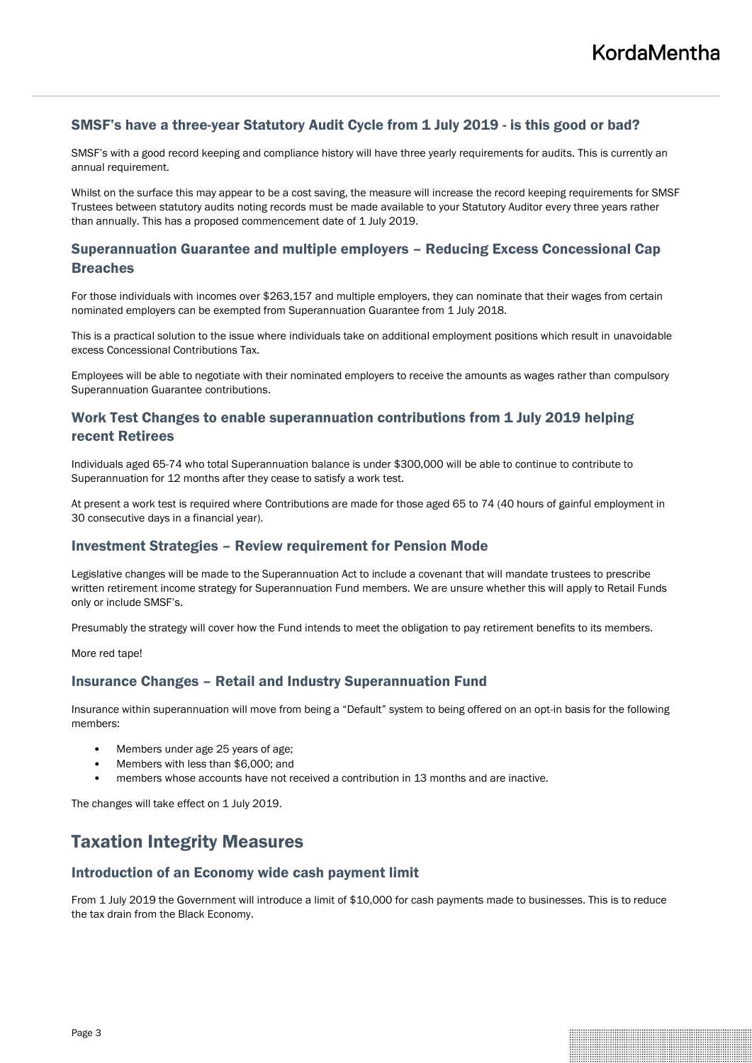### SMSF's have a three-year Statutory Audit Cycle from 1 July 2019 - is this good or bad?

SMSF's with a good record keeping and compliance history will have three yearly requirements for audits. This is currently an annual requirement.

Whilst on the surface this may appear to be a cost saving, the measure will increase the record keeping requirements for SMSF Trustees between statutory audits noting records must be made available to your Statutory Auditor every three years rather than annually. This has a proposed commencement date of 1 July 2019.

### Superannuation Guarantee and multiple employers – Reducing Excess Concessional Cap Breaches

For those individuals with incomes over $263,157 and multiple employers, they can nominate that their wages from certain nominated employers can be exempted from Superannuation Guarantee from 1 July 2018.

This is a practical solution to the issue where individuals take on additional employment positions which result in unavoidable excess Concessional Contributions Tax.

Employees will be able to negotiate with their nominated employers to receive the amounts as wages rather than compulsory Superannuation Guarantee contributions.

### Work Test Changes to enable superannuation contributions from 1 July 2019 helping recent Retirees

Individuals aged 65-74 who total Superannuation balance is under $300,000 will be able to continue to contribute to Superannuation for 12 months after they cease to satisfy a work test.

At present a work test is required where Contributions are made for those aged 65 to 74 (40 hours of gainful employment in 30 consecutive days in a financial year).

### Investment Strategies – Review requirement for Pension Mode

Legislative changes will be made to the Superannuation Act to include a covenant that will mandate trustees to prescribe written retirement income strategy for Superannuation Fund members. We are unsure whether this will apply to Retail Funds only or include SMSF's.

Presumably the strategy will cover how the Fund intends to meet the obligation to pay retirement benefits to its members.

More red tape!

### Insurance Changes – Retail and Industry Superannuation Fund

Insurance within superannuation will move from being a "Default" system to being offered on an opt-in basis for the following members:

- Members under age 25 years of age;
- Members with less than $6,000; and
- members whose accounts have not received a contribution in 13 months and are inactive.

The changes will take effect on 1 July 2019.

## Taxation Integrity Measures

### Introduction of an Economy wide cash payment limit

From 1 July 2019 the Government will introduce a limit of $10,000 for cash payments made to businesses. This is to reduce the tax drain from the Black Economy.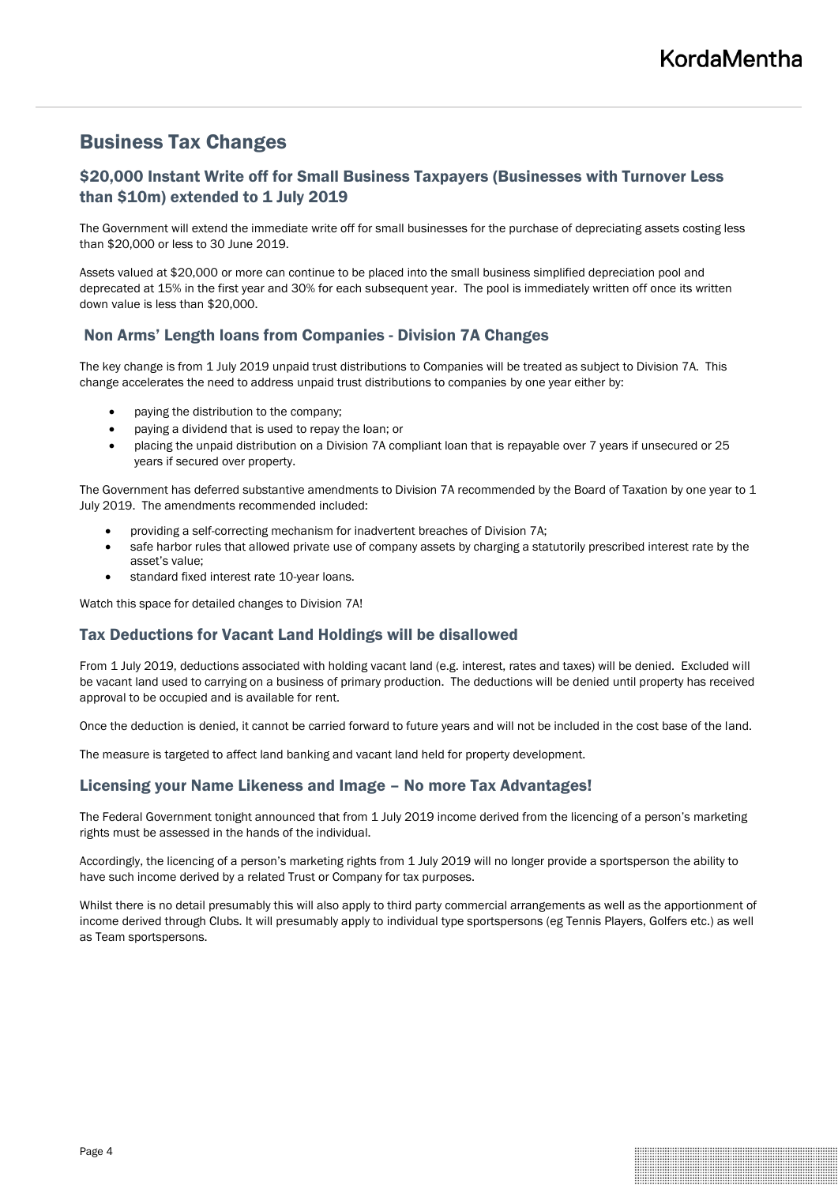# Business Tax Changes

## $20,000 Instant Write off for Small Business Taxpayers (Businesses with Turnover Less than $10m) extended to 1 July 2019

The Government will extend the immediate write off for small businesses for the purchase of depreciating assets costing less than $20,000 or less to 30 June 2019.

Assets valued at $20,000 or more can continue to be placed into the small business simplified depreciation pool and deprecated at 15% in the first year and 30% for each subsequent year. The pool is immediately written off once its written down value is less than $20,000.

## Non Arms' Length loans from Companies - Division 7A Changes

The key change is from 1 July 2019 unpaid trust distributions to Companies will be treated as subject to Division 7A. This change accelerates the need to address unpaid trust distributions to companies by one year either by:

- paying the distribution to the company;
- paying a dividend that is used to repay the loan; or
- placing the unpaid distribution on a Division 7A compliant loan that is repayable over 7 years if unsecured or 25 years if secured over property.

The Government has deferred substantive amendments to Division 7A recommended by the Board of Taxation by one year to 1 July 2019. The amendments recommended included:

- providing a self-correcting mechanism for inadvertent breaches of Division 7A;
- safe harbor rules that allowed private use of company assets by charging a statutorily prescribed interest rate by the asset's value;
- standard fixed interest rate 10-year loans.

Watch this space for detailed changes to Division 7A!

## Tax Deductions for Vacant Land Holdings will be disallowed

From 1 July 2019, deductions associated with holding vacant land (e.g. interest, rates and taxes) will be denied. Excluded will be vacant land used to carrying on a business of primary production. The deductions will be denied until property has received approval to be occupied and is available for rent.

Once the deduction is denied, it cannot be carried forward to future years and will not be included in the cost base of the land.

The measure is targeted to affect land banking and vacant land held for property development.

## Licensing your Name Likeness and Image – No more Tax Advantages!

The Federal Government tonight announced that from 1 July 2019 income derived from the licencing of a person's marketing rights must be assessed in the hands of the individual.

Accordingly, the licencing of a person's marketing rights from 1 July 2019 will no longer provide a sportsperson the ability to have such income derived by a related Trust or Company for tax purposes.

Whilst there is no detail presumably this will also apply to third party commercial arrangements as well as the apportionment of income derived through Clubs. It will presumably apply to individual type sportspersons (eg Tennis Players, Golfers etc.) as well as Team sportspersons.